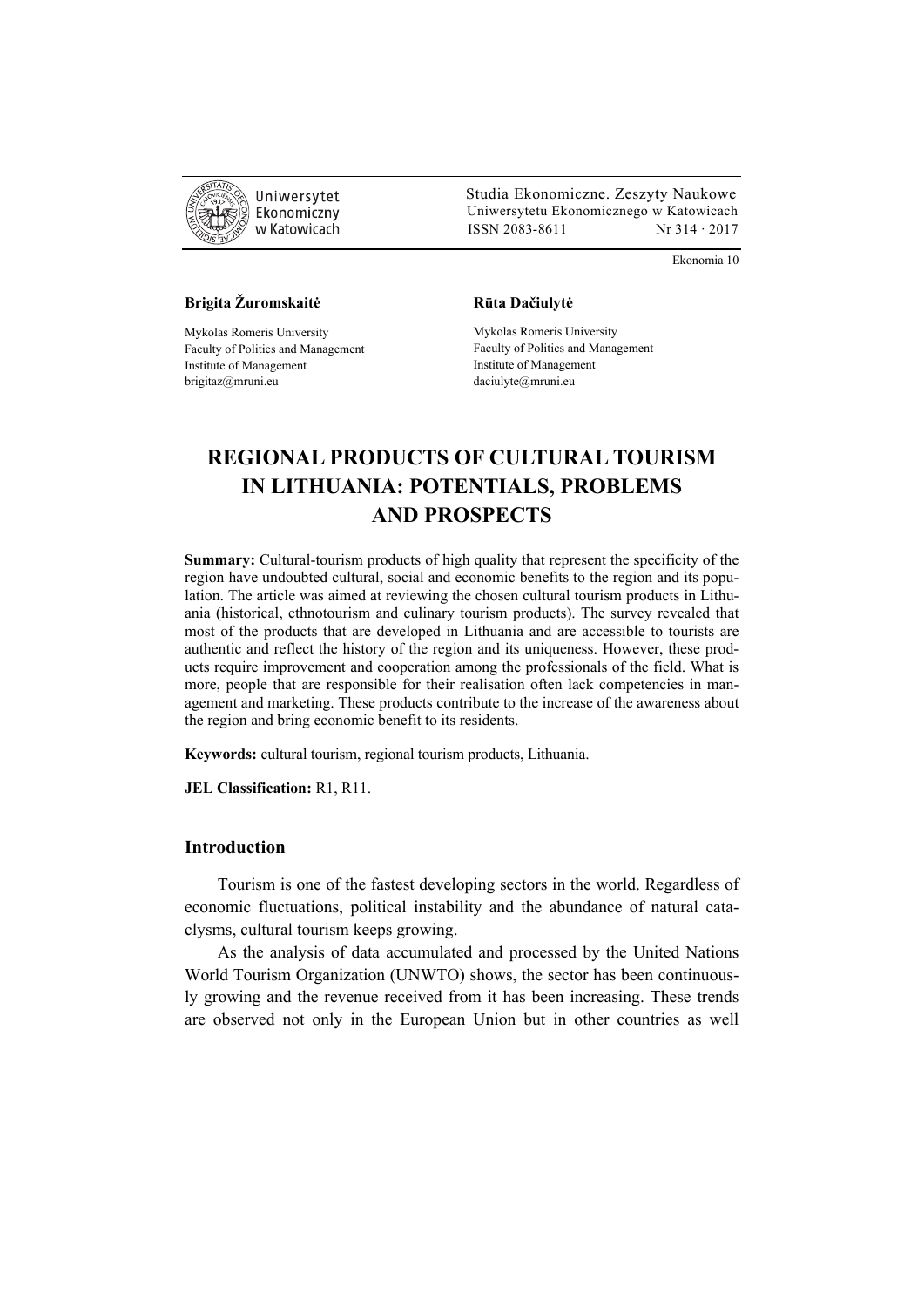Ekonomia 10

**Brigita Žuromskaitė**

Mykolas Romeris University
Faculty of Politics and Management
Institute of Management
brigitaz@mruni.eu

**Rūta Dačiulytė**

Mykolas Romeris University
Faculty of Politics and Management
Institute of Management
daciulyte@mruni.eu

# REGIONAL PRODUCTS OF CULTURAL TOURISM IN LITHUANIA: POTENTIALS, PROBLEMS AND PROSPECTS

**Summary:** Cultural-tourism products of high quality that represent the specificity of the region have undoubted cultural, social and economic benefits to the region and its population. The article was aimed at reviewing the chosen cultural tourism products in Lithuania (historical, ethnotourism and culinary tourism products). The survey revealed that most of the products that are developed in Lithuania and are accessible to tourists are authentic and reflect the history of the region and its uniqueness. However, these products require improvement and cooperation among the professionals of the field. What is more, people that are responsible for their realisation often lack competencies in management and marketing. These products contribute to the increase of the awareness about the region and bring economic benefit to its residents.

**Keywords:** cultural tourism, regional tourism products, Lithuania.

**JEL Classification:** R1, R11.

## Introduction

Tourism is one of the fastest developing sectors in the world. Regardless of economic fluctuations, political instability and the abundance of natural cataclysms, cultural tourism keeps growing.

As the analysis of data accumulated and processed by the United Nations World Tourism Organization (UNWTO) shows, the sector has been continuously growing and the revenue received from it has been increasing. These trends are observed not only in the European Union but in other countries as well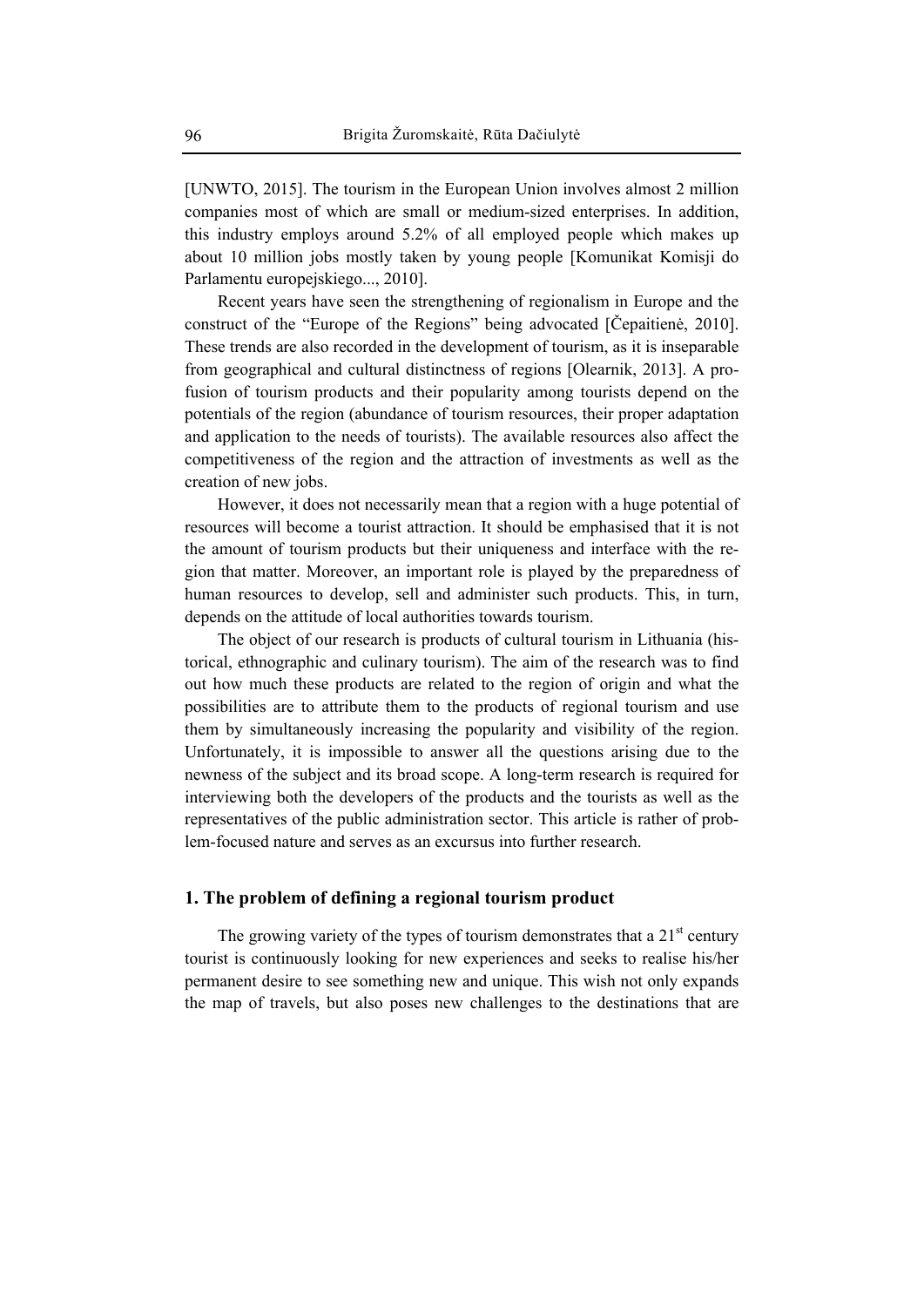[UNWTO, 2015]. The tourism in the European Union involves almost 2 million companies most of which are small or medium-sized enterprises. In addition, this industry employs around 5.2% of all employed people which makes up about 10 million jobs mostly taken by young people [Komunikat Komisji do Parlamentu europejskiego..., 2010].

Recent years have seen the strengthening of regionalism in Europe and the construct of the "Europe of the Regions" being advocated [Čepaitienė, 2010]. These trends are also recorded in the development of tourism, as it is inseparable from geographical and cultural distinctness of regions [Olearnik, 2013]. A profusion of tourism products and their popularity among tourists depend on the potentials of the region (abundance of tourism resources, their proper adaptation and application to the needs of tourists). The available resources also affect the competitiveness of the region and the attraction of investments as well as the creation of new jobs.

However, it does not necessarily mean that a region with a huge potential of resources will become a tourist attraction. It should be emphasised that it is not the amount of tourism products but their uniqueness and interface with the region that matter. Moreover, an important role is played by the preparedness of human resources to develop, sell and administer such products. This, in turn, depends on the attitude of local authorities towards tourism.

The object of our research is products of cultural tourism in Lithuania (historical, ethnographic and culinary tourism). The aim of the research was to find out how much these products are related to the region of origin and what the possibilities are to attribute them to the products of regional tourism and use them by simultaneously increasing the popularity and visibility of the region. Unfortunately, it is impossible to answer all the questions arising due to the newness of the subject and its broad scope. A long-term research is required for interviewing both the developers of the products and the tourists as well as the representatives of the public administration sector. This article is rather of problem-focused nature and serves as an excursus into further research.

## 1. The problem of defining a regional tourism product

The growing variety of the types of tourism demonstrates that a 21st century tourist is continuously looking for new experiences and seeks to realise his/her permanent desire to see something new and unique. This wish not only expands the map of travels, but also poses new challenges to the destinations that are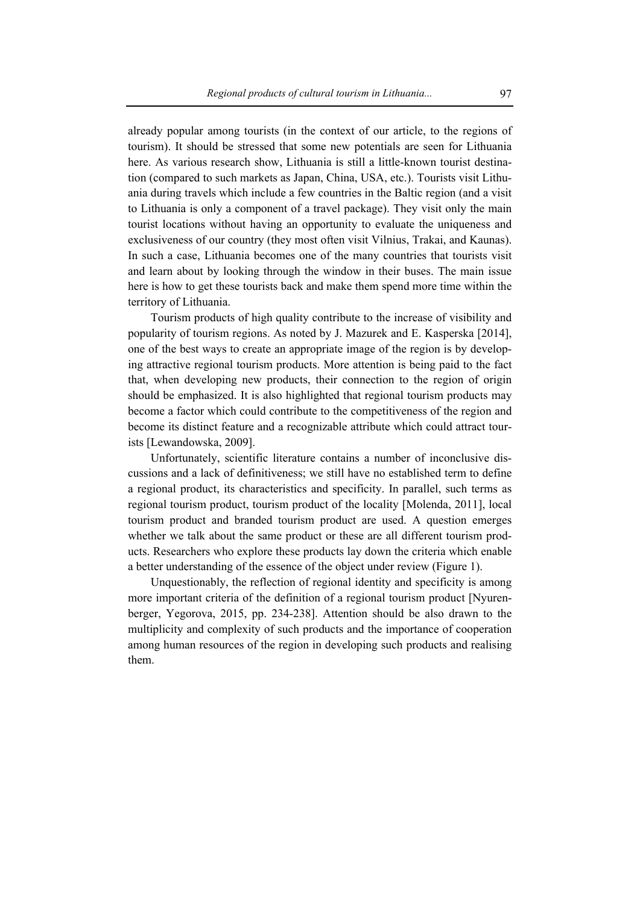already popular among tourists (in the context of our article, to the regions of tourism). It should be stressed that some new potentials are seen for Lithuania here. As various research show, Lithuania is still a little-known tourist destination (compared to such markets as Japan, China, USA, etc.). Tourists visit Lithuania during travels which include a few countries in the Baltic region (and a visit to Lithuania is only a component of a travel package). They visit only the main tourist locations without having an opportunity to evaluate the uniqueness and exclusiveness of our country (they most often visit Vilnius, Trakai, and Kaunas). In such a case, Lithuania becomes one of the many countries that tourists visit and learn about by looking through the window in their buses. The main issue here is how to get these tourists back and make them spend more time within the territory of Lithuania.

Tourism products of high quality contribute to the increase of visibility and popularity of tourism regions. As noted by J. Mazurek and E. Kasperska [2014], one of the best ways to create an appropriate image of the region is by developing attractive regional tourism products. More attention is being paid to the fact that, when developing new products, their connection to the region of origin should be emphasized. It is also highlighted that regional tourism products may become a factor which could contribute to the competitiveness of the region and become its distinct feature and a recognizable attribute which could attract tourists [Lewandowska, 2009].

Unfortunately, scientific literature contains a number of inconclusive discussions and a lack of definitiveness; we still have no established term to define a regional product, its characteristics and specificity. In parallel, such terms as regional tourism product, tourism product of the locality [Molenda, 2011], local tourism product and branded tourism product are used. A question emerges whether we talk about the same product or these are all different tourism products. Researchers who explore these products lay down the criteria which enable a better understanding of the essence of the object under review (Figure 1).

Unquestionably, the reflection of regional identity and specificity is among more important criteria of the definition of a regional tourism product [Nyurenberger, Yegorova, 2015, pp. 234-238]. Attention should be also drawn to the multiplicity and complexity of such products and the importance of cooperation among human resources of the region in developing such products and realising them.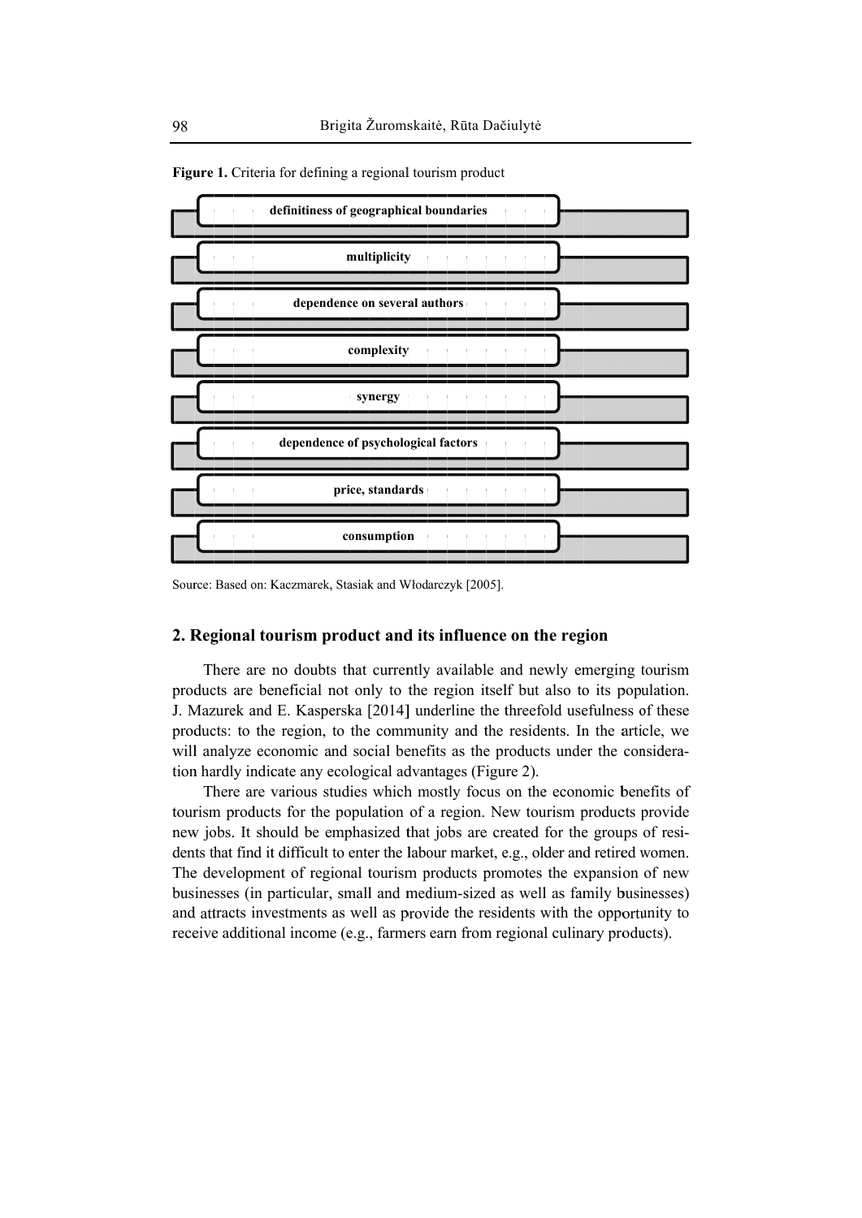**Figure 1.** Criteria for defining a regional tourism product

- definitiness of geographical boundaries
- multiplicity
- dependence on several authors
- complexity
- synergy
- dependence of psychological factors
- price, standards
- consumption

Source: Based on: Kaczmarek, Stasiak and Włodarczyk [2005].

## 2. Regional tourism product and its influence on the region

There are no doubts that currently available and newly emerging tourism products are beneficial not only to the region itself but also to its population. J. Mazurek and E. Kasperska [2014] underline the threefold usefulness of these products: to the region, to the community and the residents. In the article, we will analyze economic and social benefits as the products under the consideration hardly indicate any ecological advantages (Figure 2).

There are various studies which mostly focus on the economic benefits of tourism products for the population of a region. New tourism products provide new jobs. It should be emphasized that jobs are created for the groups of residents that find it difficult to enter the labour market, e.g., older and retired women. The development of regional tourism products promotes the expansion of new businesses (in particular, small and medium-sized as well as family businesses) and attracts investments as well as provide the residents with the opportunity to receive additional income (e.g., farmers earn from regional culinary products).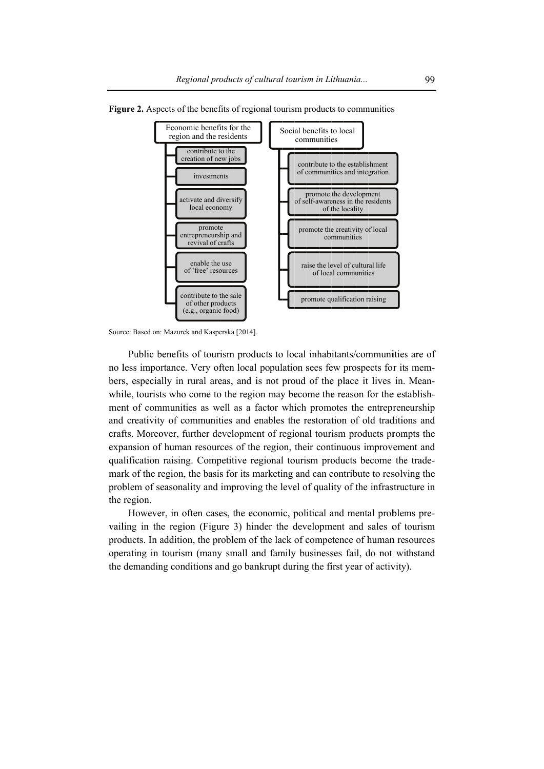**Figure 2.** Aspects of the benefits of regional tourism products to communities

Economic benefits for the region and the residents
- contribute to the creation of new jobs
- investments
- activate and diversify local economy
- promote entrepreneurship and revival of crafts
- enable the use of 'free' resources
- contribute to the sale of other products (e.g., organic food)

Social benefits to local communities
- contribute to the establishment of communities and integration
- promote the development of self-awareness in the residents of the locality
- promote the creativity of local communities
- raise the level of cultural life of local communities
- promote qualification raising

Source: Based on: Mazurek and Kasperska [2014].

Public benefits of tourism products to local inhabitants/communities are of no less importance. Very often local population sees few prospects for its members, especially in rural areas, and is not proud of the place it lives in. Meanwhile, tourists who come to the region may become the reason for the establishment of communities as well as a factor which promotes the entrepreneurship and creativity of communities and enables the restoration of old traditions and crafts. Moreover, further development of regional tourism products prompts the expansion of human resources of the region, their continuous improvement and qualification raising. Competitive regional tourism products become the trademark of the region, the basis for its marketing and can contribute to resolving the problem of seasonality and improving the level of quality of the infrastructure in the region.

However, in often cases, the economic, political and mental problems prevailing in the region (Figure 3) hinder the development and sales of tourism products. In addition, the problem of the lack of competence of human resources operating in tourism (many small and family businesses fail, do not withstand the demanding conditions and go bankrupt during the first year of activity).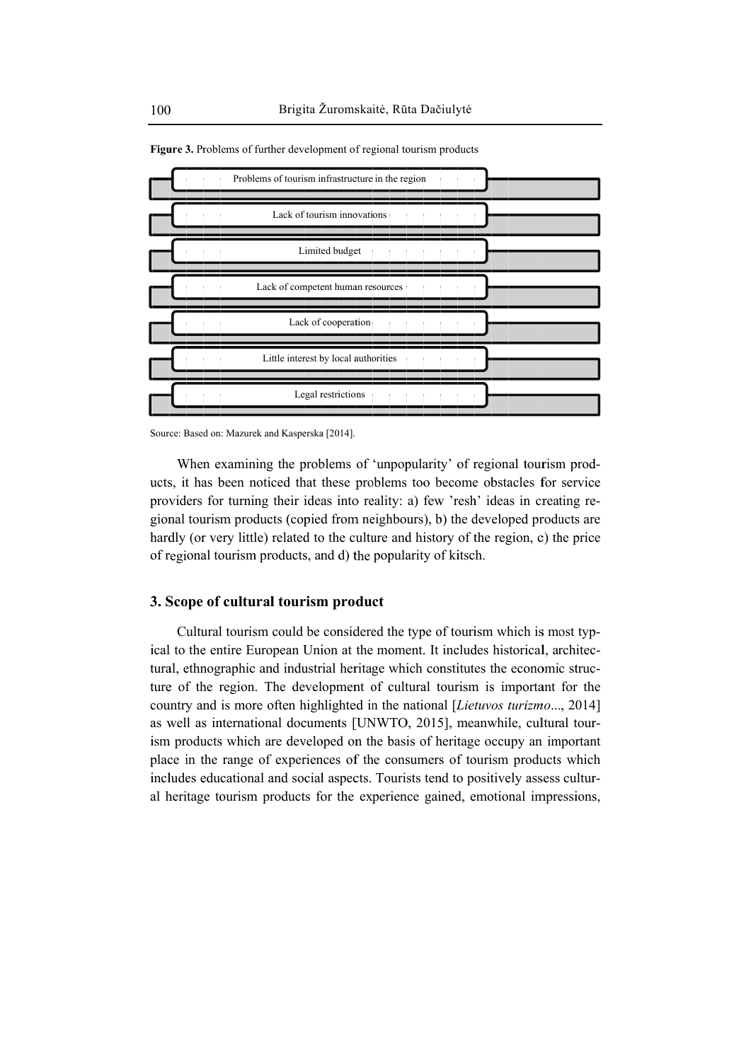**Figure 3.** Problems of further development of regional tourism products

- Problems of tourism infrastructure in the region
- Lack of tourism innovations
- Limited budget
- Lack of competent human resources
- Lack of cooperation
- Little interest by local authorities
- Legal restrictions

Source: Based on: Mazurek and Kasperska [2014].

When examining the problems of 'unpopularity' of regional tourism products, it has been noticed that these problems too become obstacles for service providers for turning their ideas into reality: a) few 'resh' ideas in creating regional tourism products (copied from neighbours), b) the developed products are hardly (or very little) related to the culture and history of the region, c) the price of regional tourism products, and d) the popularity of kitsch.

## 3. Scope of cultural tourism product

Cultural tourism could be considered the type of tourism which is most typical to the entire European Union at the moment. It includes historical, architectural, ethnographic and industrial heritage which constitutes the economic structure of the region. The development of cultural tourism is important for the country and is more often highlighted in the national [*Lietuvos turizmo*..., 2014] as well as international documents [UNWTO, 2015], meanwhile, cultural tourism products which are developed on the basis of heritage occupy an important place in the range of experiences of the consumers of tourism products which includes educational and social aspects. Tourists tend to positively assess cultural heritage tourism products for the experience gained, emotional impressions,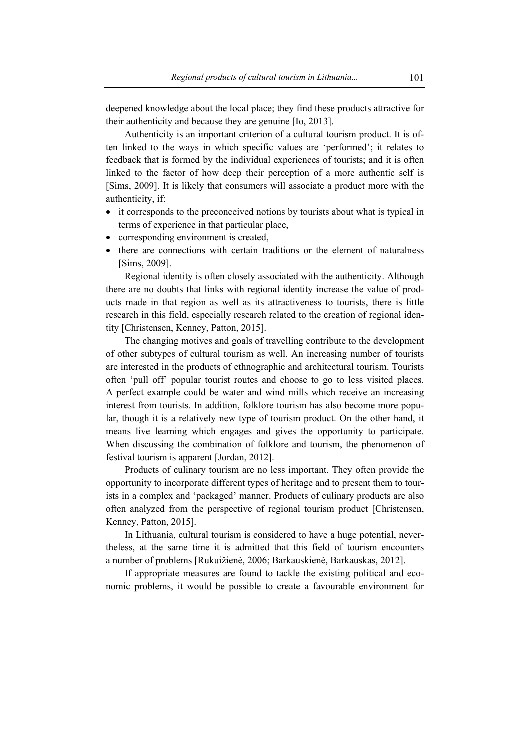deepened knowledge about the local place; they find these products attractive for their authenticity and because they are genuine [Io, 2013].

Authenticity is an important criterion of a cultural tourism product. It is often linked to the ways in which specific values are 'performed'; it relates to feedback that is formed by the individual experiences of tourists; and it is often linked to the factor of how deep their perception of a more authentic self is [Sims, 2009]. It is likely that consumers will associate a product more with the authenticity, if:

- it corresponds to the preconceived notions by tourists about what is typical in terms of experience in that particular place,
- corresponding environment is created,
- there are connections with certain traditions or the element of naturalness [Sims, 2009].

Regional identity is often closely associated with the authenticity. Although there are no doubts that links with regional identity increase the value of products made in that region as well as its attractiveness to tourists, there is little research in this field, especially research related to the creation of regional identity [Christensen, Kenney, Patton, 2015].

The changing motives and goals of travelling contribute to the development of other subtypes of cultural tourism as well. An increasing number of tourists are interested in the products of ethnographic and architectural tourism. Tourists often 'pull off' popular tourist routes and choose to go to less visited places. A perfect example could be water and wind mills which receive an increasing interest from tourists. In addition, folklore tourism has also become more popular, though it is a relatively new type of tourism product. On the other hand, it means live learning which engages and gives the opportunity to participate. When discussing the combination of folklore and tourism, the phenomenon of festival tourism is apparent [Jordan, 2012].

Products of culinary tourism are no less important. They often provide the opportunity to incorporate different types of heritage and to present them to tourists in a complex and 'packaged' manner. Products of culinary products are also often analyzed from the perspective of regional tourism product [Christensen, Kenney, Patton, 2015].

In Lithuania, cultural tourism is considered to have a huge potential, nevertheless, at the same time it is admitted that this field of tourism encounters a number of problems [Rukuižienė, 2006; Barkauskienė, Barkauskas, 2012].

If appropriate measures are found to tackle the existing political and economic problems, it would be possible to create a favourable environment for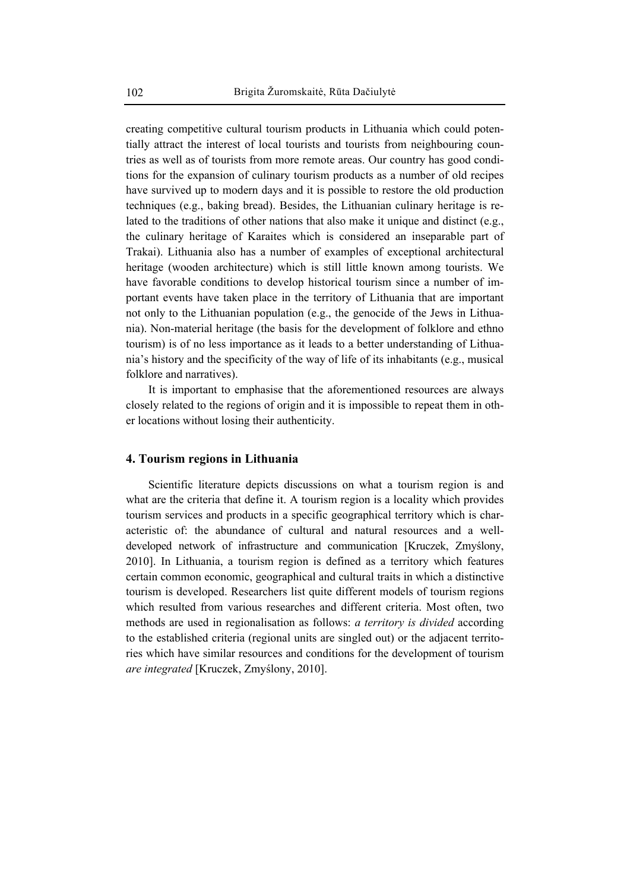creating competitive cultural tourism products in Lithuania which could potentially attract the interest of local tourists and tourists from neighbouring countries as well as of tourists from more remote areas. Our country has good conditions for the expansion of culinary tourism products as a number of old recipes have survived up to modern days and it is possible to restore the old production techniques (e.g., baking bread). Besides, the Lithuanian culinary heritage is related to the traditions of other nations that also make it unique and distinct (e.g., the culinary heritage of Karaites which is considered an inseparable part of Trakai). Lithuania also has a number of examples of exceptional architectural heritage (wooden architecture) which is still little known among tourists. We have favorable conditions to develop historical tourism since a number of important events have taken place in the territory of Lithuania that are important not only to the Lithuanian population (e.g., the genocide of the Jews in Lithuania). Non-material heritage (the basis for the development of folklore and ethno tourism) is of no less importance as it leads to a better understanding of Lithuania's history and the specificity of the way of life of its inhabitants (e.g., musical folklore and narratives).

It is important to emphasise that the aforementioned resources are always closely related to the regions of origin and it is impossible to repeat them in other locations without losing their authenticity.

## 4. Tourism regions in Lithuania

Scientific literature depicts discussions on what a tourism region is and what are the criteria that define it. A tourism region is a locality which provides tourism services and products in a specific geographical territory which is characteristic of: the abundance of cultural and natural resources and a well-developed network of infrastructure and communication [Kruczek, Zmyślony, 2010]. In Lithuania, a tourism region is defined as a territory which features certain common economic, geographical and cultural traits in which a distinctive tourism is developed. Researchers list quite different models of tourism regions which resulted from various researches and different criteria. Most often, two methods are used in regionalisation as follows: *a territory is divided* according to the established criteria (regional units are singled out) or the adjacent territories which have similar resources and conditions for the development of tourism *are integrated* [Kruczek, Zmyślony, 2010].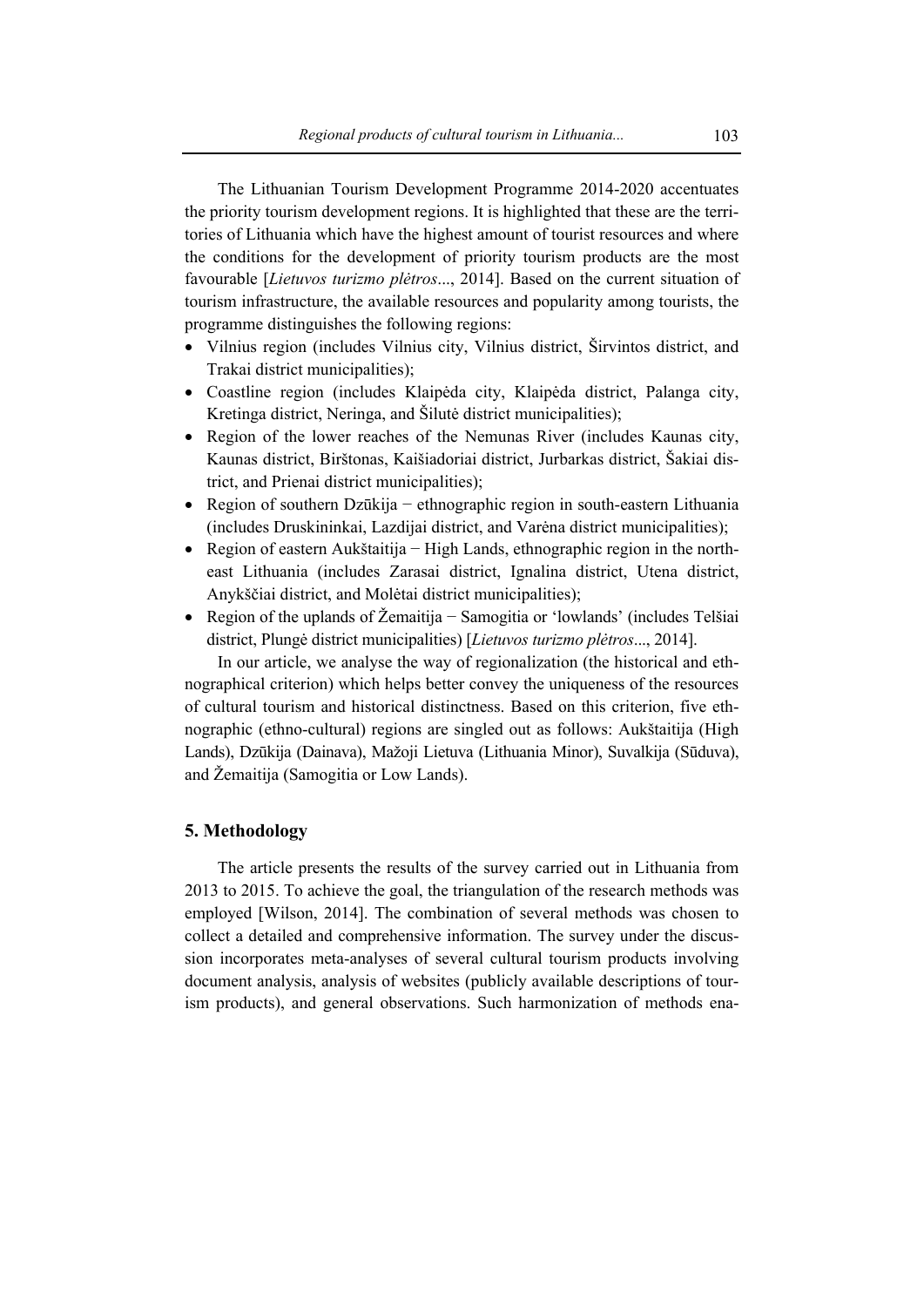The Lithuanian Tourism Development Programme 2014-2020 accentuates the priority tourism development regions. It is highlighted that these are the territories of Lithuania which have the highest amount of tourist resources and where the conditions for the development of priority tourism products are the most favourable [*Lietuvos turizmo plėtros*..., 2014]. Based on the current situation of tourism infrastructure, the available resources and popularity among tourists, the programme distinguishes the following regions:

- Vilnius region (includes Vilnius city, Vilnius district, Širvintos district, and Trakai district municipalities);
- Coastline region (includes Klaipėda city, Klaipėda district, Palanga city, Kretinga district, Neringa, and Šilutė district municipalities);
- Region of the lower reaches of the Nemunas River (includes Kaunas city, Kaunas district, Birštonas, Kaišiadoriai district, Jurbarkas district, Šakiai district, and Prienai district municipalities);
- Region of southern Dzūkija − ethnographic region in south-eastern Lithuania (includes Druskininkai, Lazdijai district, and Varėna district municipalities);
- Region of eastern Aukštaitija − High Lands, ethnographic region in the north-east Lithuania (includes Zarasai district, Ignalina district, Utena district, Anykščiai district, and Molėtai district municipalities);
- Region of the uplands of Žemaitija − Samogitia or 'lowlands' (includes Telšiai district, Plungė district municipalities) [*Lietuvos turizmo plėtros*..., 2014].

In our article, we analyse the way of regionalization (the historical and ethnographical criterion) which helps better convey the uniqueness of the resources of cultural tourism and historical distinctness. Based on this criterion, five ethnographic (ethno-cultural) regions are singled out as follows: Aukštaitija (High Lands), Dzūkija (Dainava), Mažoji Lietuva (Lithuania Minor), Suvalkija (Sūduva), and Žemaitija (Samogitia or Low Lands).

## 5. Methodology

The article presents the results of the survey carried out in Lithuania from 2013 to 2015. To achieve the goal, the triangulation of the research methods was employed [Wilson, 2014]. The combination of several methods was chosen to collect a detailed and comprehensive information. The survey under the discussion incorporates meta-analyses of several cultural tourism products involving document analysis, analysis of websites (publicly available descriptions of tourism products), and general observations. Such harmonization of methods ena-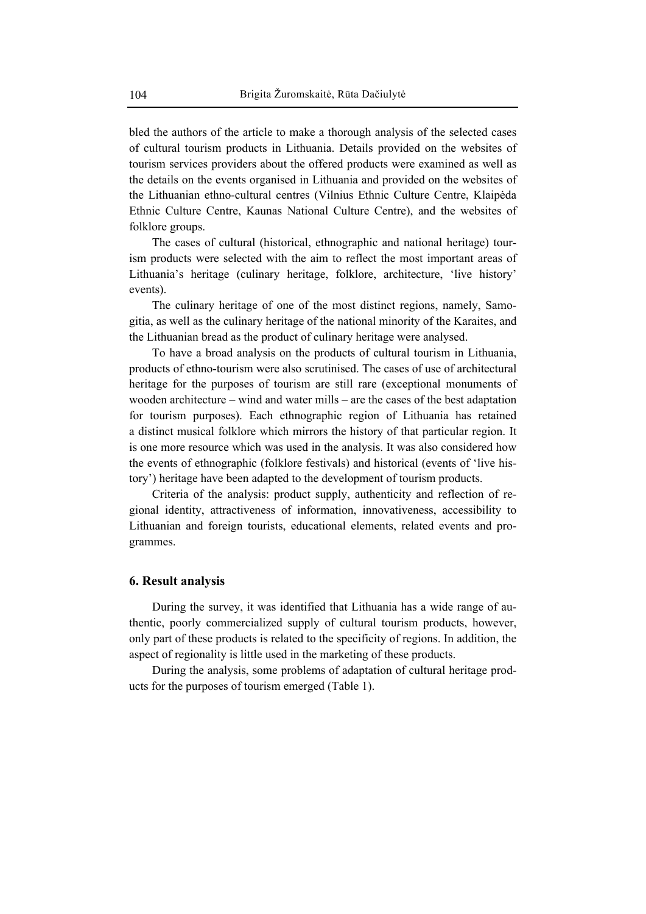bled the authors of the article to make a thorough analysis of the selected cases of cultural tourism products in Lithuania. Details provided on the websites of tourism services providers about the offered products were examined as well as the details on the events organised in Lithuania and provided on the websites of the Lithuanian ethno-cultural centres (Vilnius Ethnic Culture Centre, Klaipėda Ethnic Culture Centre, Kaunas National Culture Centre), and the websites of folklore groups.

The cases of cultural (historical, ethnographic and national heritage) tourism products were selected with the aim to reflect the most important areas of Lithuania's heritage (culinary heritage, folklore, architecture, 'live history' events).

The culinary heritage of one of the most distinct regions, namely, Samogitia, as well as the culinary heritage of the national minority of the Karaites, and the Lithuanian bread as the product of culinary heritage were analysed.

To have a broad analysis on the products of cultural tourism in Lithuania, products of ethno-tourism were also scrutinised. The cases of use of architectural heritage for the purposes of tourism are still rare (exceptional monuments of wooden architecture – wind and water mills – are the cases of the best adaptation for tourism purposes). Each ethnographic region of Lithuania has retained a distinct musical folklore which mirrors the history of that particular region. It is one more resource which was used in the analysis. It was also considered how the events of ethnographic (folklore festivals) and historical (events of 'live history') heritage have been adapted to the development of tourism products.

Criteria of the analysis: product supply, authenticity and reflection of regional identity, attractiveness of information, innovativeness, accessibility to Lithuanian and foreign tourists, educational elements, related events and programmes.

## 6. Result analysis

During the survey, it was identified that Lithuania has a wide range of authentic, poorly commercialized supply of cultural tourism products, however, only part of these products is related to the specificity of regions. In addition, the aspect of regionality is little used in the marketing of these products.

During the analysis, some problems of adaptation of cultural heritage products for the purposes of tourism emerged (Table 1).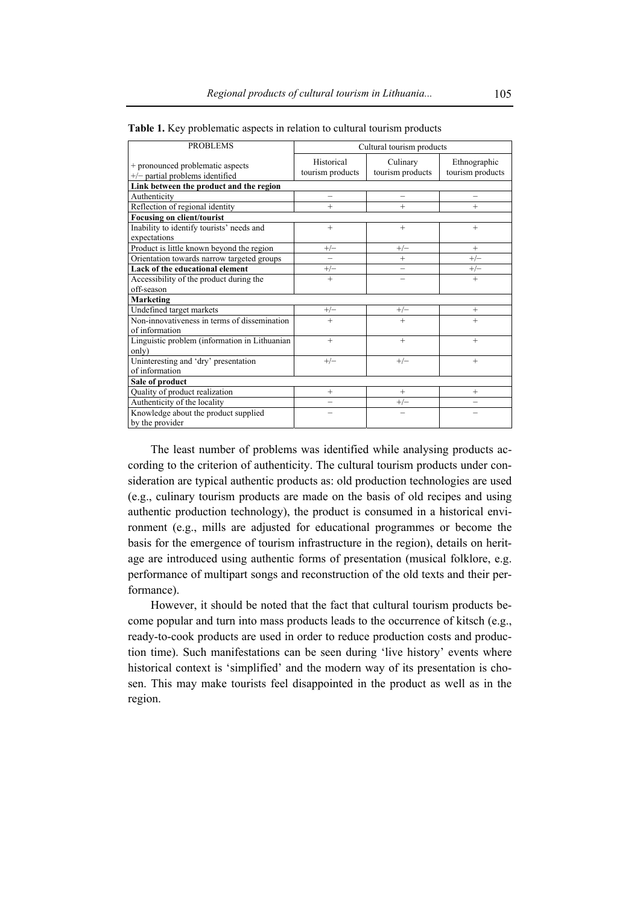**Table 1.** Key problematic aspects in relation to cultural tourism products

| PROBLEMS<br><br>+ pronounced problematic aspects<br>+/− partial problems identified | Cultural tourism products | | |
|---|---|---|---|
| | Historical tourism products | Culinary tourism products | Ethnographic tourism products |
| **Link between the product and the region** | | | |
| Authenticity | − | − | − |
| Reflection of regional identity | + | + | + |
| **Focusing on client/tourist** | | | |
| Inability to identify tourists' needs and expectations | + | + | + |
| Product is little known beyond the region | +/− | +/− | + |
| Orientation towards narrow targeted groups | − | + | +/− |
| **Lack of the educational element** | +/− | − | +/− |
| Accessibility of the product during the off-season | + | − | + |
| **Marketing** | | | |
| Undefined target markets | +/− | +/− | + |
| Non-innovativeness in terms of dissemination of information | + | + | + |
| Linguistic problem (information in Lithuanian only) | + | + | + |
| Uninteresting and 'dry' presentation of information | +/− | +/− | + |
| **Sale of product** | | | |
| Quality of product realization | + | + | + |
| Authenticity of the locality | − | +/− | − |
| Knowledge about the product supplied by the provider | − | − | − |

The least number of problems was identified while analysing products according to the criterion of authenticity. The cultural tourism products under consideration are typical authentic products as: old production technologies are used (e.g., culinary tourism products are made on the basis of old recipes and using authentic production technology), the product is consumed in a historical environment (e.g., mills are adjusted for educational programmes or become the basis for the emergence of tourism infrastructure in the region), details on heritage are introduced using authentic forms of presentation (musical folklore, e.g. performance of multipart songs and reconstruction of the old texts and their performance).

However, it should be noted that the fact that cultural tourism products become popular and turn into mass products leads to the occurrence of kitsch (e.g., ready-to-cook products are used in order to reduce production costs and production time). Such manifestations can be seen during 'live history' events where historical context is 'simplified' and the modern way of its presentation is chosen. This may make tourists feel disappointed in the product as well as in the region.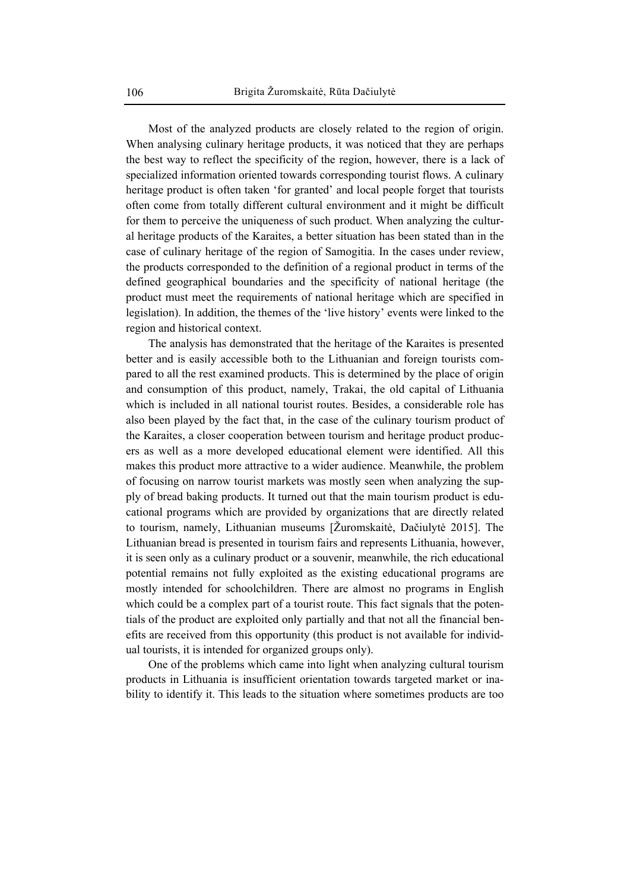Most of the analyzed products are closely related to the region of origin. When analysing culinary heritage products, it was noticed that they are perhaps the best way to reflect the specificity of the region, however, there is a lack of specialized information oriented towards corresponding tourist flows. A culinary heritage product is often taken 'for granted' and local people forget that tourists often come from totally different cultural environment and it might be difficult for them to perceive the uniqueness of such product. When analyzing the cultural heritage products of the Karaites, a better situation has been stated than in the case of culinary heritage of the region of Samogitia. In the cases under review, the products corresponded to the definition of a regional product in terms of the defined geographical boundaries and the specificity of national heritage (the product must meet the requirements of national heritage which are specified in legislation). In addition, the themes of the 'live history' events were linked to the region and historical context.

The analysis has demonstrated that the heritage of the Karaites is presented better and is easily accessible both to the Lithuanian and foreign tourists compared to all the rest examined products. This is determined by the place of origin and consumption of this product, namely, Trakai, the old capital of Lithuania which is included in all national tourist routes. Besides, a considerable role has also been played by the fact that, in the case of the culinary tourism product of the Karaites, a closer cooperation between tourism and heritage product producers as well as a more developed educational element were identified. All this makes this product more attractive to a wider audience. Meanwhile, the problem of focusing on narrow tourist markets was mostly seen when analyzing the supply of bread baking products. It turned out that the main tourism product is educational programs which are provided by organizations that are directly related to tourism, namely, Lithuanian museums [Žuromskaitė, Dačiulytė 2015]. The Lithuanian bread is presented in tourism fairs and represents Lithuania, however, it is seen only as a culinary product or a souvenir, meanwhile, the rich educational potential remains not fully exploited as the existing educational programs are mostly intended for schoolchildren. There are almost no programs in English which could be a complex part of a tourist route. This fact signals that the potentials of the product are exploited only partially and that not all the financial benefits are received from this opportunity (this product is not available for individual tourists, it is intended for organized groups only).

One of the problems which came into light when analyzing cultural tourism products in Lithuania is insufficient orientation towards targeted market or inability to identify it. This leads to the situation where sometimes products are too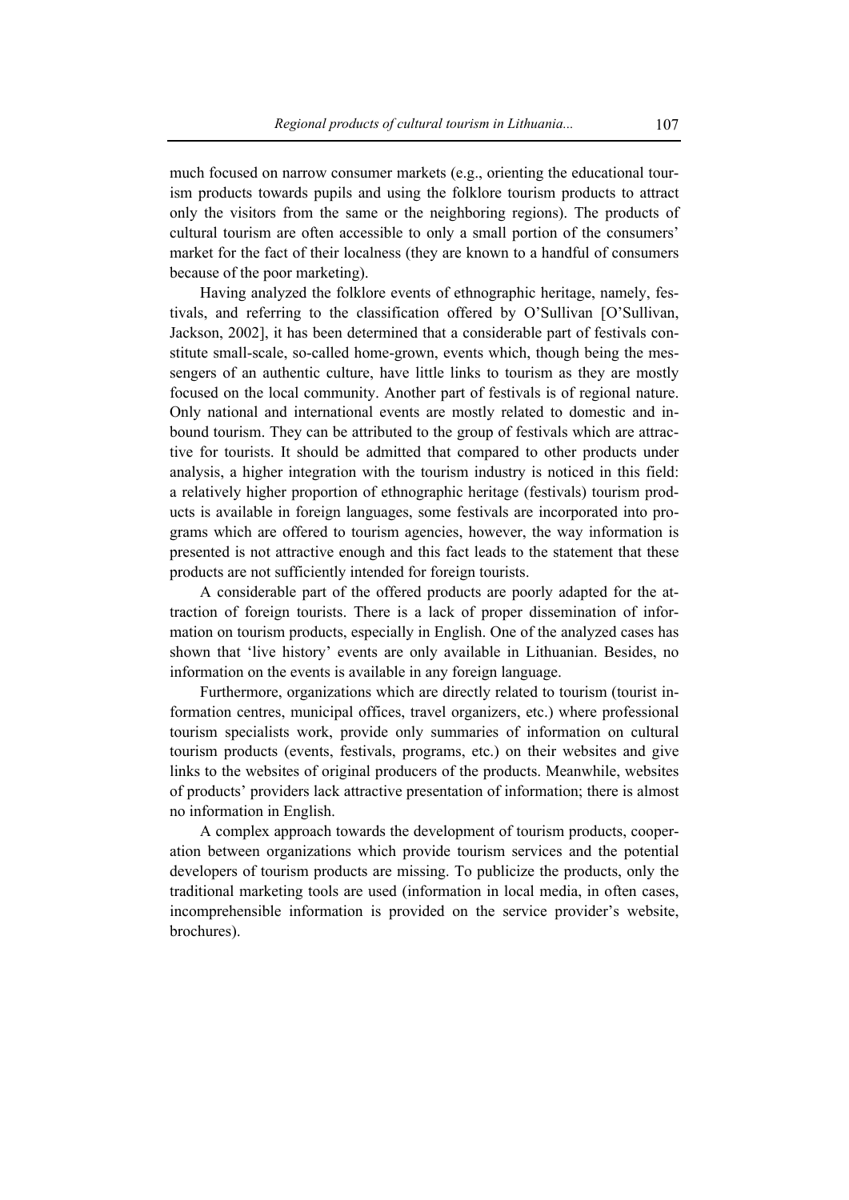much focused on narrow consumer markets (e.g., orienting the educational tourism products towards pupils and using the folklore tourism products to attract only the visitors from the same or the neighboring regions). The products of cultural tourism are often accessible to only a small portion of the consumers' market for the fact of their localness (they are known to a handful of consumers because of the poor marketing).

Having analyzed the folklore events of ethnographic heritage, namely, festivals, and referring to the classification offered by O'Sullivan [O'Sullivan, Jackson, 2002], it has been determined that a considerable part of festivals constitute small-scale, so-called home-grown, events which, though being the messengers of an authentic culture, have little links to tourism as they are mostly focused on the local community. Another part of festivals is of regional nature. Only national and international events are mostly related to domestic and inbound tourism. They can be attributed to the group of festivals which are attractive for tourists. It should be admitted that compared to other products under analysis, a higher integration with the tourism industry is noticed in this field: a relatively higher proportion of ethnographic heritage (festivals) tourism products is available in foreign languages, some festivals are incorporated into programs which are offered to tourism agencies, however, the way information is presented is not attractive enough and this fact leads to the statement that these products are not sufficiently intended for foreign tourists.

A considerable part of the offered products are poorly adapted for the attraction of foreign tourists. There is a lack of proper dissemination of information on tourism products, especially in English. One of the analyzed cases has shown that 'live history' events are only available in Lithuanian. Besides, no information on the events is available in any foreign language.

Furthermore, organizations which are directly related to tourism (tourist information centres, municipal offices, travel organizers, etc.) where professional tourism specialists work, provide only summaries of information on cultural tourism products (events, festivals, programs, etc.) on their websites and give links to the websites of original producers of the products. Meanwhile, websites of products' providers lack attractive presentation of information; there is almost no information in English.

A complex approach towards the development of tourism products, cooperation between organizations which provide tourism services and the potential developers of tourism products are missing. To publicize the products, only the traditional marketing tools are used (information in local media, in often cases, incomprehensible information is provided on the service provider's website, brochures).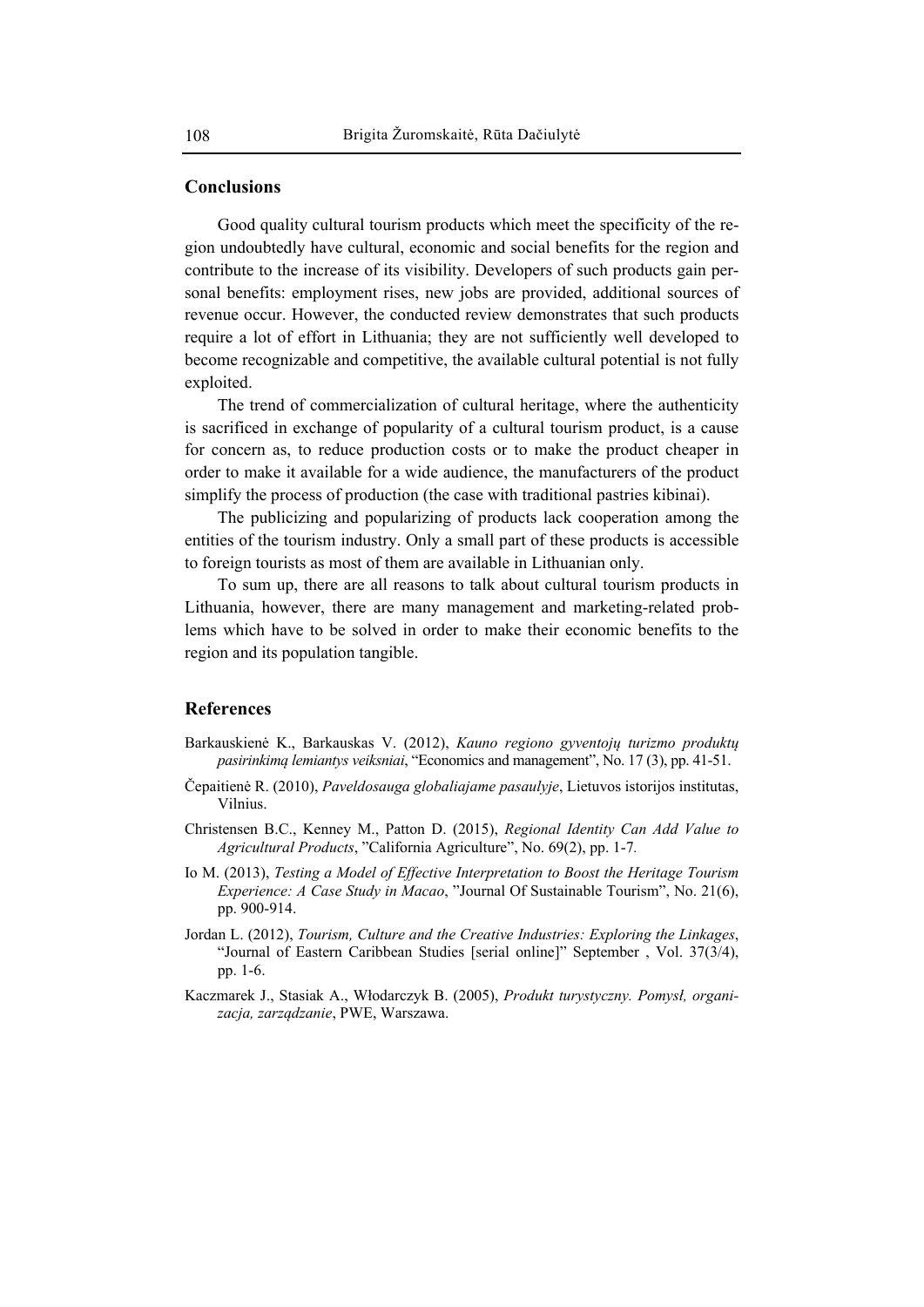## Conclusions

Good quality cultural tourism products which meet the specificity of the region undoubtedly have cultural, economic and social benefits for the region and contribute to the increase of its visibility. Developers of such products gain personal benefits: employment rises, new jobs are provided, additional sources of revenue occur. However, the conducted review demonstrates that such products require a lot of effort in Lithuania; they are not sufficiently well developed to become recognizable and competitive, the available cultural potential is not fully exploited.

The trend of commercialization of cultural heritage, where the authenticity is sacrificed in exchange of popularity of a cultural tourism product, is a cause for concern as, to reduce production costs or to make the product cheaper in order to make it available for a wide audience, the manufacturers of the product simplify the process of production (the case with traditional pastries kibinai).

The publicizing and popularizing of products lack cooperation among the entities of the tourism industry. Only a small part of these products is accessible to foreign tourists as most of them are available in Lithuanian only.

To sum up, there are all reasons to talk about cultural tourism products in Lithuania, however, there are many management and marketing-related problems which have to be solved in order to make their economic benefits to the region and its population tangible.

## References

Barkauskienė K., Barkauskas V. (2012), *Kauno regiono gyventojų turizmo produktų pasirinkimą lemiantys veiksniai*, "Economics and management", No. 17 (3), pp. 41-51.

Čepaitienė R. (2010), *Paveldosauga globaliajame pasaulyje*, Lietuvos istorijos institutas, Vilnius.

Christensen B.C., Kenney M., Patton D. (2015), *Regional Identity Can Add Value to Agricultural Products*, "California Agriculture", No. 69(2), pp. 1-7.

Io M. (2013), *Testing a Model of Effective Interpretation to Boost the Heritage Tourism Experience: A Case Study in Macao*, "Journal Of Sustainable Tourism", No. 21(6), pp. 900-914.

Jordan L. (2012), *Tourism, Culture and the Creative Industries: Exploring the Linkages*, "Journal of Eastern Caribbean Studies [serial online]" September , Vol. 37(3/4), pp. 1-6.

Kaczmarek J., Stasiak A., Włodarczyk B. (2005), *Produkt turystyczny. Pomysł, organizacja, zarządzanie*, PWE, Warszawa.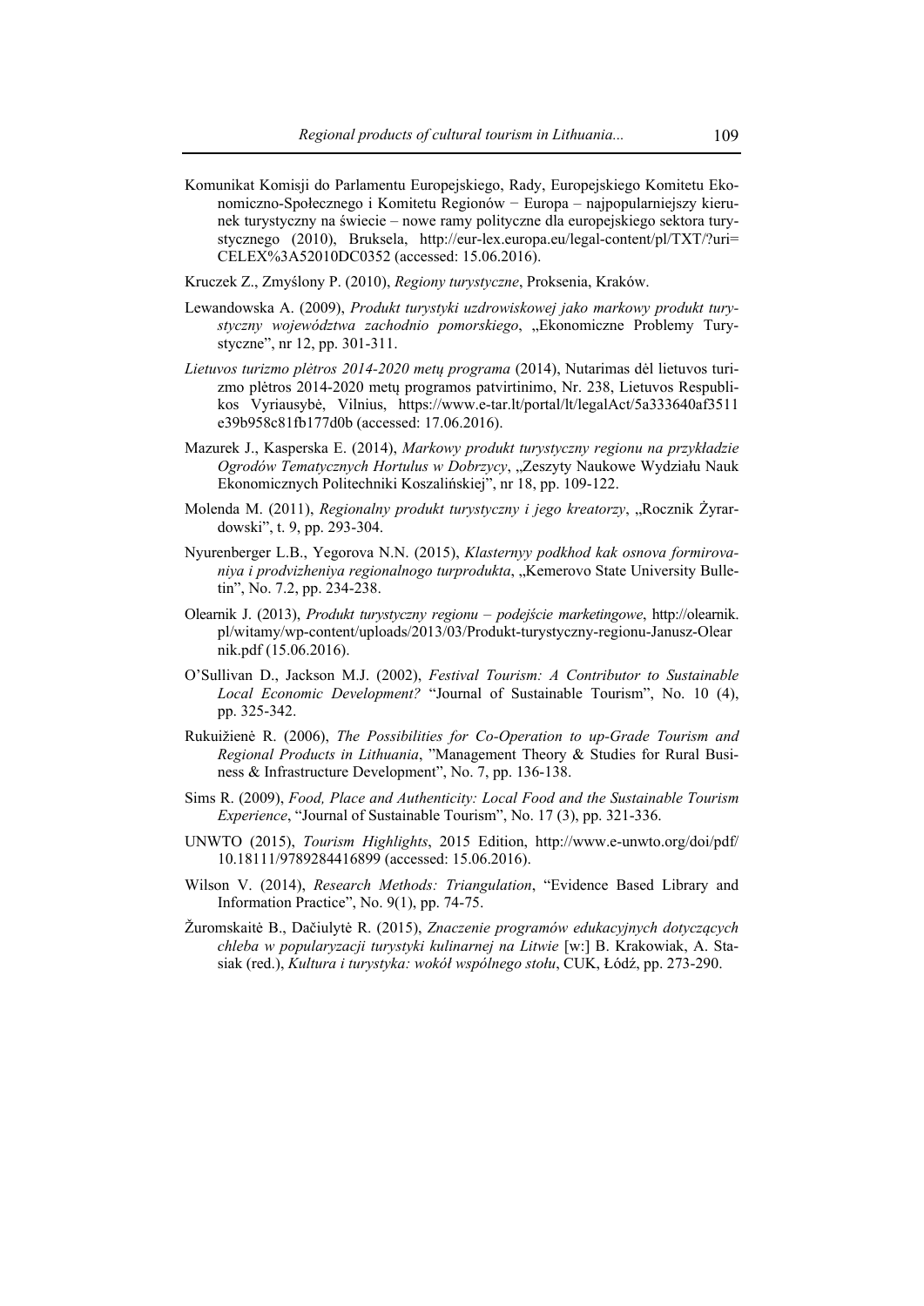Komunikat Komisji do Parlamentu Europejskiego, Rady, Europejskiego Komitetu Ekonomiczno-Społecznego i Komitetu Regionów − Europa – najpopularniejszy kierunek turystyczny na świecie – nowe ramy polityczne dla europejskiego sektora turystycznego (2010), Bruksela, http://eur-lex.europa.eu/legal-content/pl/TXT/?uri=CELEX%3A52010DC0352 (accessed: 15.06.2016).

Kruczek Z., Zmyślony P. (2010), *Regiony turystyczne*, Proksenia, Kraków.

Lewandowska A. (2009), *Produkt turystyki uzdrowiskowej jako markowy produkt turystyczny województwa zachodnio pomorskiego*, „Ekonomiczne Problemy Turystyczne", nr 12, pp. 301-311.

*Lietuvos turizmo plėtros 2014-2020 metų programa* (2014), Nutarimas dėl lietuvos turizmo plėtros 2014-2020 metų programos patvirtinimo, Nr. 238, Lietuvos Respublikos Vyriausybė, Vilnius, https://www.e-tar.lt/portal/lt/legalAct/5a333640af3511e39b958c81fb177d0b (accessed: 17.06.2016).

Mazurek J., Kasperska E. (2014), *Markowy produkt turystyczny regionu na przykładzie Ogrodów Tematycznych Hortulus w Dobrzycy*, „Zeszyty Naukowe Wydziału Nauk Ekonomicznych Politechniki Koszalińskiej", nr 18, pp. 109-122.

Molenda M. (2011), *Regionalny produkt turystyczny i jego kreatorzy*, „Rocznik Żyrardowski", t. 9, pp. 293-304.

Nyurenberger L.B., Yegorova N.N. (2015), *Klasternyy podkhod kak osnova formirovaniya i prodvizheniya regionalnogo turproduktа*, „Kemerovo State University Bulletin", No. 7.2, pp. 234-238.

Olearnik J. (2013), *Produkt turystyczny regionu – podejście marketingowe*, http://olearnik.pl/witamy/wp-content/uploads/2013/03/Produkt-turystyczny-regionu-Janusz-Olearnik.pdf (15.06.2016).

O'Sullivan D., Jackson M.J. (2002), *Festival Tourism: A Contributor to Sustainable Local Economic Development?* "Journal of Sustainable Tourism", No. 10 (4), pp. 325-342.

Rukuižienė R. (2006), *The Possibilities for Co-Operation to up-Grade Tourism and Regional Products in Lithuania*, "Management Theory & Studies for Rural Business & Infrastructure Development", No. 7, pp. 136-138.

Sims R. (2009), *Food, Place and Authenticity: Local Food and the Sustainable Tourism Experience*, "Journal of Sustainable Tourism", No. 17 (3), pp. 321-336.

UNWTO (2015), *Tourism Highlights*, 2015 Edition, http://www.e-unwto.org/doi/pdf/10.18111/9789284416899 (accessed: 15.06.2016).

Wilson V. (2014), *Research Methods: Triangulation*, "Evidence Based Library and Information Practice", No. 9(1), pp. 74-75.

Žuromskaitė B., Dačiulytė R. (2015), *Znaczenie programów edukacyjnych dotyczących chleba w popularyzacji turystyki kulinarnej na Litwie* [w:] B. Krakowiak, A. Stasiak (red.), *Kultura i turystyka: wokół wspólnego stołu*, CUK, Łódź, pp. 273-290.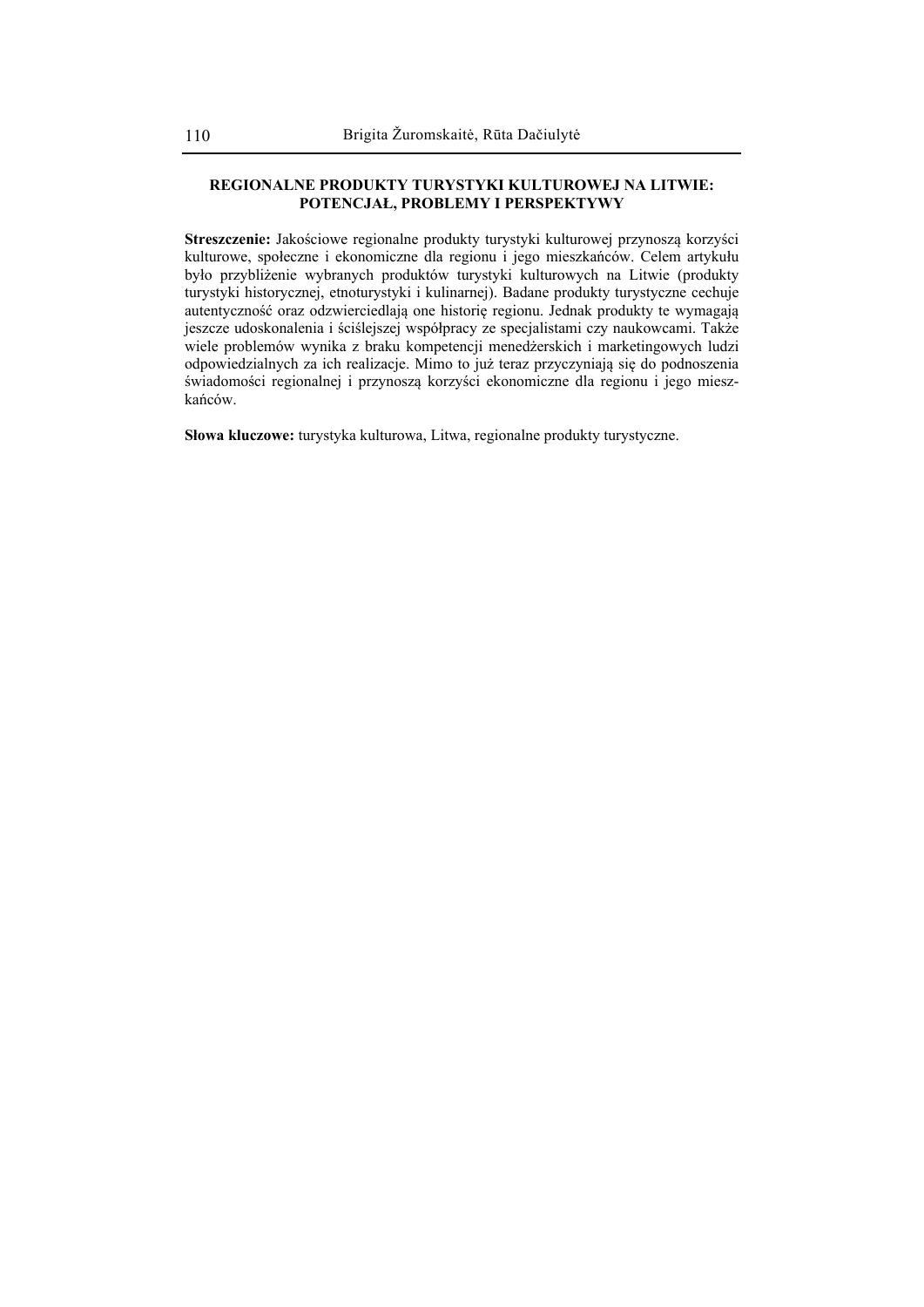## REGIONALNE PRODUKTY TURYSTYKI KULTUROWEJ NA LITWIE: POTENCJAŁ, PROBLEMY I PERSPEKTYWY

**Streszczenie:** Jakościowe regionalne produkty turystyki kulturowej przynoszą korzyści kulturowe, społeczne i ekonomiczne dla regionu i jego mieszkańców. Celem artykułu było przybliżenie wybranych produktów turystyki kulturowych na Litwie (produkty turystyki historycznej, etnoturystyki i kulinarnej). Badane produkty turystyczne cechuje autentyczność oraz odzwierciedlają one historię regionu. Jednak produkty te wymagają jeszcze udoskonalenia i ściślejszej współpracy ze specjalistami czy naukowcami. Także wiele problemów wynika z braku kompetencji menedżerskich i marketingowych ludzi odpowiedzialnych za ich realizacje. Mimo to już teraz przyczyniają się do podnoszenia świadomości regionalnej i przynoszą korzyści ekonomiczne dla regionu i jego mieszkańców.

**Słowa kluczowe:** turystyka kulturowa, Litwa, regionalne produkty turystyczne.